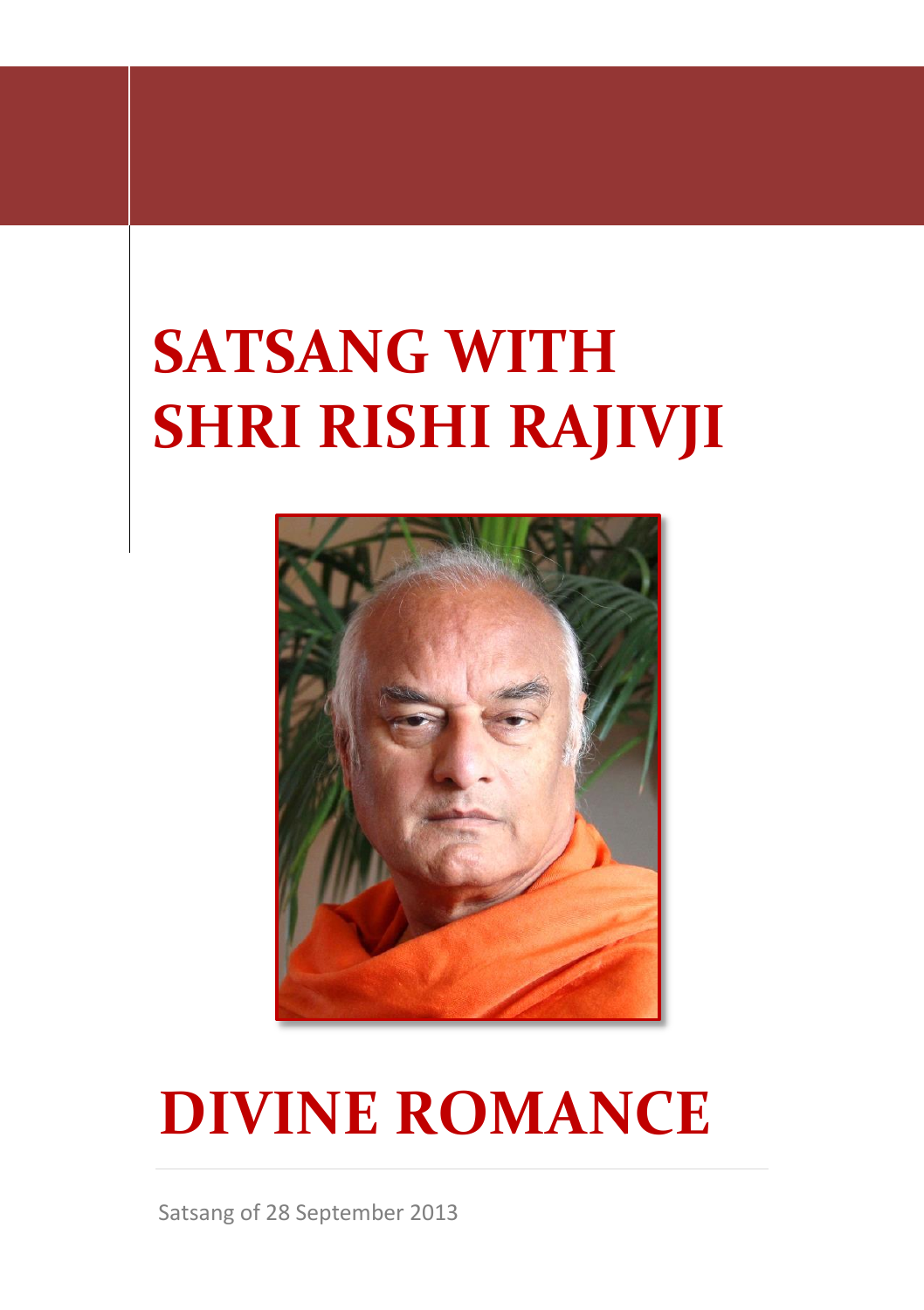# SATSANG WITH SHRI RISHI RAJIVJI

# DIVINE ROMANCE

Satsang of 28 September 2013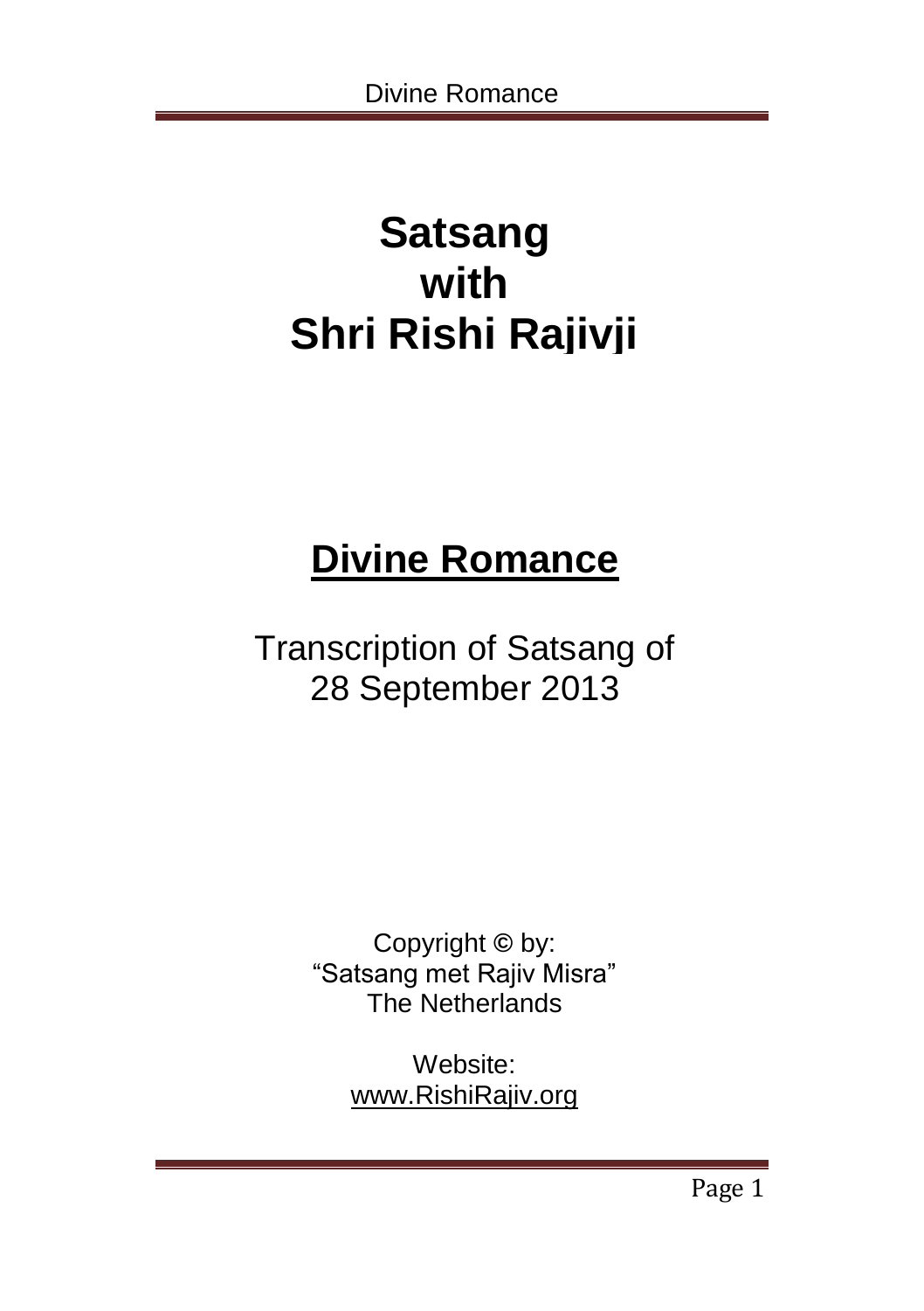# Satsang with Shri Rishi Rajivji

## Divine Romance

Transcription of Satsang of 28 September 2013

Copyright © by:
"Satsang met Rajiv Misra"
The Netherlands

Website:
www.RishiRajiv.org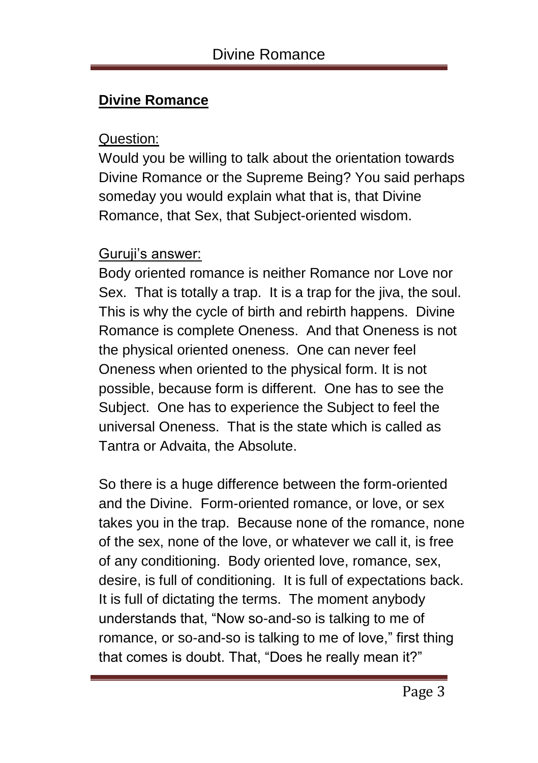## Divine Romance

Question:

Would you be willing to talk about the orientation towards Divine Romance or the Supreme Being? You said perhaps someday you would explain what that is, that Divine Romance, that Sex, that Subject-oriented wisdom.

Guruji's answer:

Body oriented romance is neither Romance nor Love nor Sex. That is totally a trap. It is a trap for the jiva, the soul. This is why the cycle of birth and rebirth happens. Divine Romance is complete Oneness. And that Oneness is not the physical oriented oneness. One can never feel Oneness when oriented to the physical form. It is not possible, because form is different. One has to see the Subject. One has to experience the Subject to feel the universal Oneness. That is the state which is called as Tantra or Advaita, the Absolute.

So there is a huge difference between the form-oriented and the Divine. Form-oriented romance, or love, or sex takes you in the trap. Because none of the romance, none of the sex, none of the love, or whatever we call it, is free of any conditioning. Body oriented love, romance, sex, desire, is full of conditioning. It is full of expectations back. It is full of dictating the terms. The moment anybody understands that, "Now so-and-so is talking to me of romance, or so-and-so is talking to me of love," first thing that comes is doubt. That, "Does he really mean it?"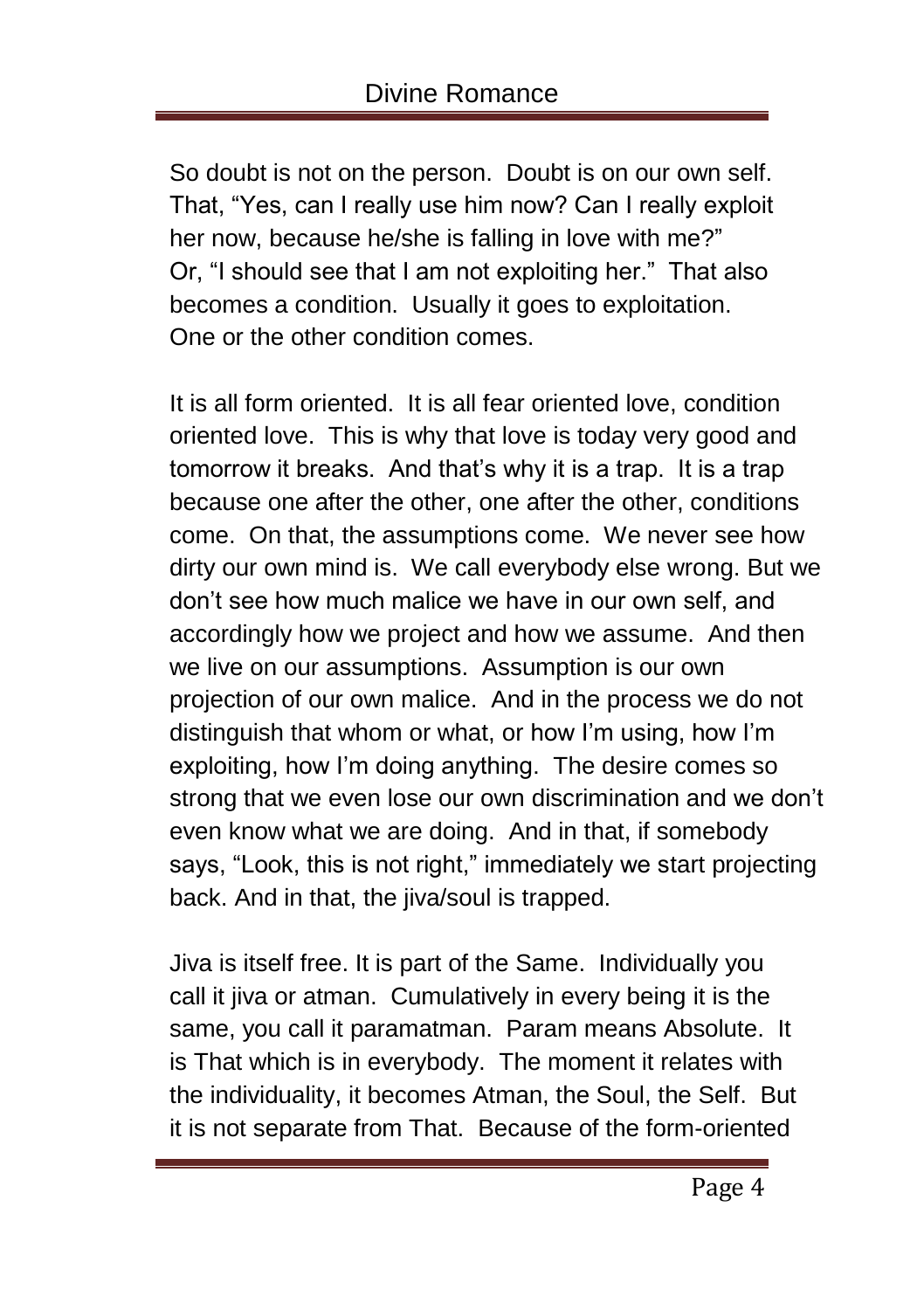So doubt is not on the person. Doubt is on our own self. That, "Yes, can I really use him now? Can I really exploit her now, because he/she is falling in love with me?" Or, "I should see that I am not exploiting her." That also becomes a condition. Usually it goes to exploitation. One or the other condition comes.

It is all form oriented. It is all fear oriented love, condition oriented love. This is why that love is today very good and tomorrow it breaks. And that's why it is a trap. It is a trap because one after the other, one after the other, conditions come. On that, the assumptions come. We never see how dirty our own mind is. We call everybody else wrong. But we don't see how much malice we have in our own self, and accordingly how we project and how we assume. And then we live on our assumptions. Assumption is our own projection of our own malice. And in the process we do not distinguish that whom or what, or how I'm using, how I'm exploiting, how I'm doing anything. The desire comes so strong that we even lose our own discrimination and we don't even know what we are doing. And in that, if somebody says, "Look, this is not right," immediately we start projecting back. And in that, the jiva/soul is trapped.

Jiva is itself free. It is part of the Same. Individually you call it jiva or atman. Cumulatively in every being it is the same, you call it paramatman. Param means Absolute. It is That which is in everybody. The moment it relates with the individuality, it becomes Atman, the Soul, the Self. But it is not separate from That. Because of the form-oriented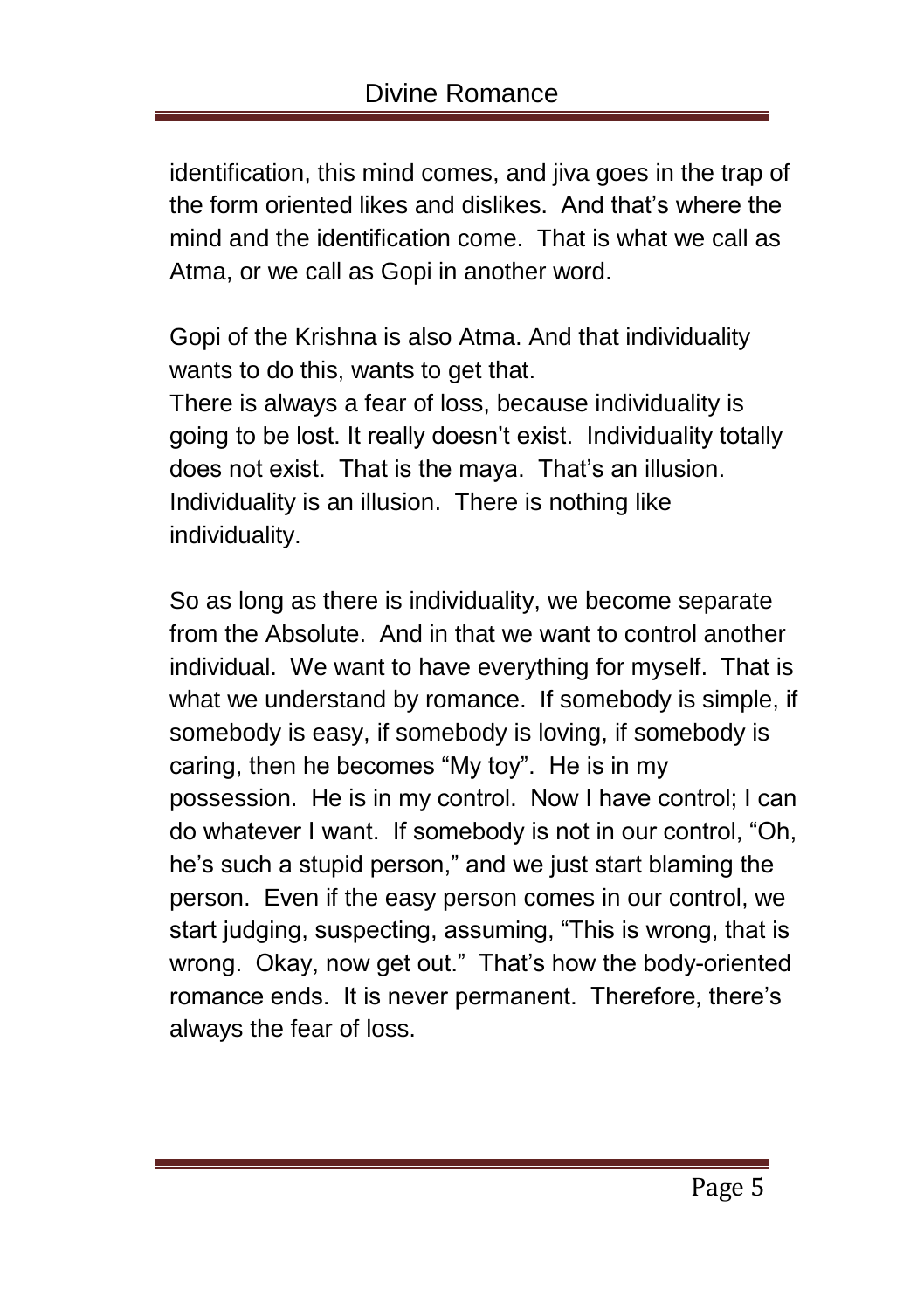identification, this mind comes, and jiva goes in the trap of the form oriented likes and dislikes. And that's where the mind and the identification come. That is what we call as Atma, or we call as Gopi in another word.

Gopi of the Krishna is also Atma. And that individuality wants to do this, wants to get that.
There is always a fear of loss, because individuality is going to be lost. It really doesn't exist. Individuality totally does not exist. That is the maya. That's an illusion. Individuality is an illusion. There is nothing like individuality.

So as long as there is individuality, we become separate from the Absolute. And in that we want to control another individual. We want to have everything for myself. That is what we understand by romance. If somebody is simple, if somebody is easy, if somebody is loving, if somebody is caring, then he becomes "My toy". He is in my possession. He is in my control. Now I have control; I can do whatever I want. If somebody is not in our control, "Oh, he's such a stupid person," and we just start blaming the person. Even if the easy person comes in our control, we start judging, suspecting, assuming, "This is wrong, that is wrong. Okay, now get out." That's how the body-oriented romance ends. It is never permanent. Therefore, there's always the fear of loss.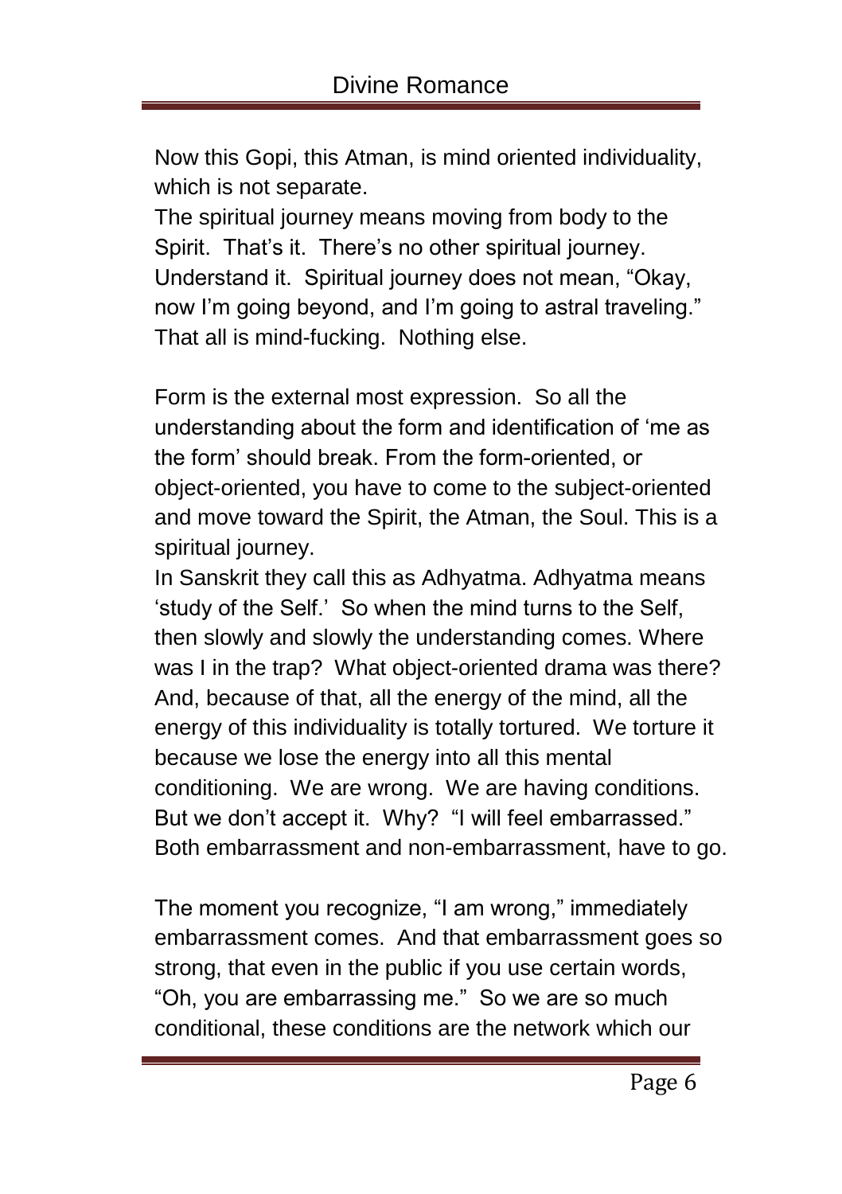Now this Gopi, this Atman, is mind oriented individuality, which is not separate.

The spiritual journey means moving from body to the Spirit. That's it. There's no other spiritual journey. Understand it. Spiritual journey does not mean, "Okay, now I'm going beyond, and I'm going to astral traveling." That all is mind-fucking. Nothing else.

Form is the external most expression. So all the understanding about the form and identification of 'me as the form' should break. From the form-oriented, or object-oriented, you have to come to the subject-oriented and move toward the Spirit, the Atman, the Soul. This is a spiritual journey.

In Sanskrit they call this as Adhyatma. Adhyatma means 'study of the Self.' So when the mind turns to the Self, then slowly and slowly the understanding comes. Where was I in the trap? What object-oriented drama was there? And, because of that, all the energy of the mind, all the energy of this individuality is totally tortured. We torture it because we lose the energy into all this mental conditioning. We are wrong. We are having conditions. But we don't accept it. Why? "I will feel embarrassed." Both embarrassment and non-embarrassment, have to go.

The moment you recognize, "I am wrong," immediately embarrassment comes. And that embarrassment goes so strong, that even in the public if you use certain words, "Oh, you are embarrassing me." So we are so much conditional, these conditions are the network which our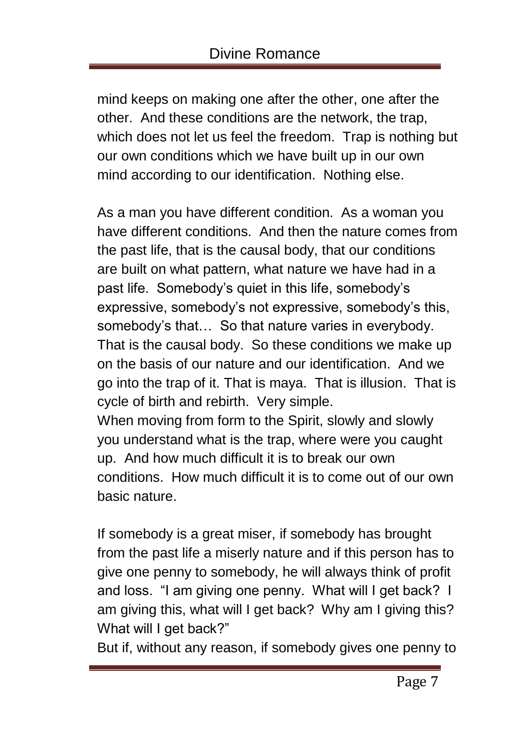mind keeps on making one after the other, one after the other. And these conditions are the network, the trap, which does not let us feel the freedom. Trap is nothing but our own conditions which we have built up in our own mind according to our identification. Nothing else.

As a man you have different condition. As a woman you have different conditions. And then the nature comes from the past life, that is the causal body, that our conditions are built on what pattern, what nature we have had in a past life. Somebody's quiet in this life, somebody's expressive, somebody's not expressive, somebody's this, somebody's that… So that nature varies in everybody. That is the causal body. So these conditions we make up on the basis of our nature and our identification. And we go into the trap of it. That is maya. That is illusion. That is cycle of birth and rebirth. Very simple.

When moving from form to the Spirit, slowly and slowly you understand what is the trap, where were you caught up. And how much difficult it is to break our own conditions. How much difficult it is to come out of our own basic nature.

If somebody is a great miser, if somebody has brought from the past life a miserly nature and if this person has to give one penny to somebody, he will always think of profit and loss. "I am giving one penny. What will I get back? I am giving this, what will I get back? Why am I giving this? What will I get back?"

But if, without any reason, if somebody gives one penny to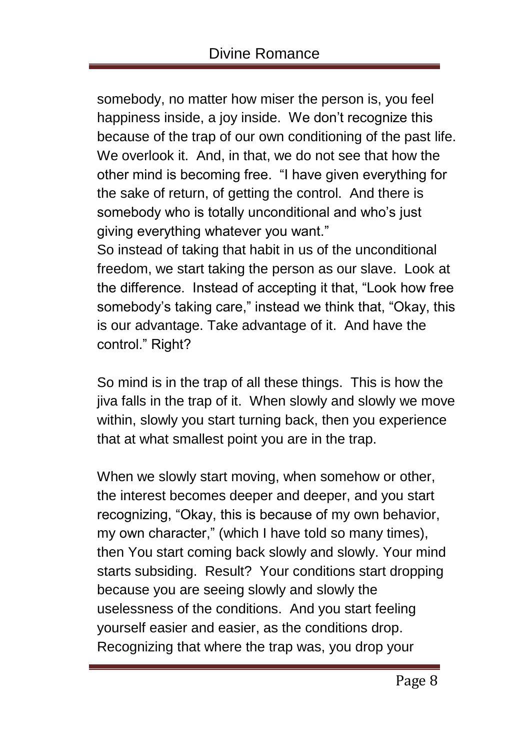somebody, no matter how miser the person is, you feel happiness inside, a joy inside. We don't recognize this because of the trap of our own conditioning of the past life. We overlook it. And, in that, we do not see that how the other mind is becoming free. "I have given everything for the sake of return, of getting the control. And there is somebody who is totally unconditional and who's just giving everything whatever you want."

So instead of taking that habit in us of the unconditional freedom, we start taking the person as our slave. Look at the difference. Instead of accepting it that, "Look how free somebody's taking care," instead we think that, "Okay, this is our advantage. Take advantage of it. And have the control." Right?

So mind is in the trap of all these things. This is how the jiva falls in the trap of it. When slowly and slowly we move within, slowly you start turning back, then you experience that at what smallest point you are in the trap.

When we slowly start moving, when somehow or other, the interest becomes deeper and deeper, and you start recognizing, "Okay, this is because of my own behavior, my own character," (which I have told so many times), then You start coming back slowly and slowly. Your mind starts subsiding. Result? Your conditions start dropping because you are seeing slowly and slowly the uselessness of the conditions. And you start feeling yourself easier and easier, as the conditions drop. Recognizing that where the trap was, you drop your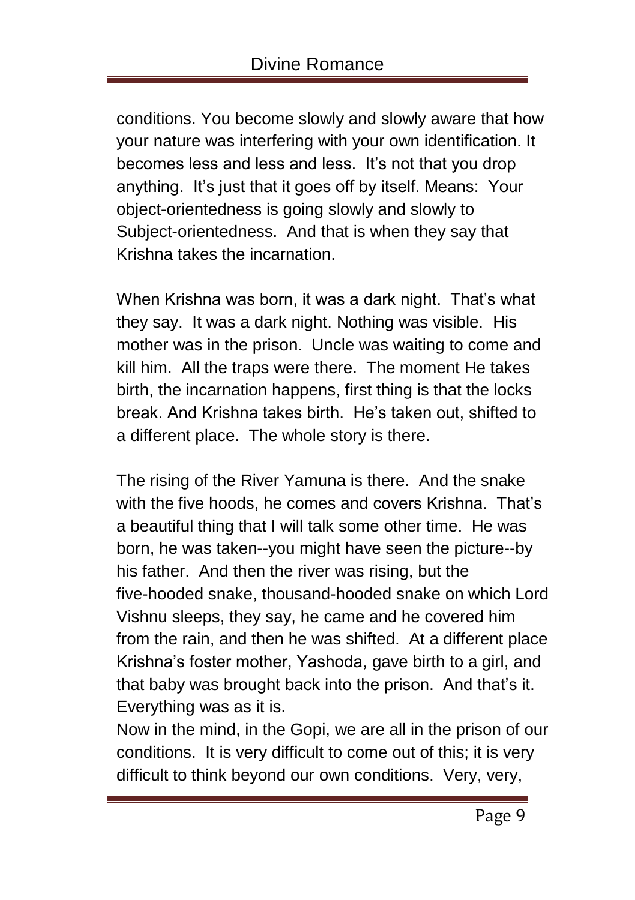conditions. You become slowly and slowly aware that how your nature was interfering with your own identification. It becomes less and less and less. It's not that you drop anything. It's just that it goes off by itself. Means: Your object-orientedness is going slowly and slowly to Subject-orientedness. And that is when they say that Krishna takes the incarnation.

When Krishna was born, it was a dark night. That's what they say. It was a dark night. Nothing was visible. His mother was in the prison. Uncle was waiting to come and kill him. All the traps were there. The moment He takes birth, the incarnation happens, first thing is that the locks break. And Krishna takes birth. He's taken out, shifted to a different place. The whole story is there.

The rising of the River Yamuna is there. And the snake with the five hoods, he comes and covers Krishna. That's a beautiful thing that I will talk some other time. He was born, he was taken--you might have seen the picture--by his father. And then the river was rising, but the five-hooded snake, thousand-hooded snake on which Lord Vishnu sleeps, they say, he came and he covered him from the rain, and then he was shifted. At a different place Krishna's foster mother, Yashoda, gave birth to a girl, and that baby was brought back into the prison. And that's it. Everything was as it is.

Now in the mind, in the Gopi, we are all in the prison of our conditions. It is very difficult to come out of this; it is very difficult to think beyond our own conditions. Very, very,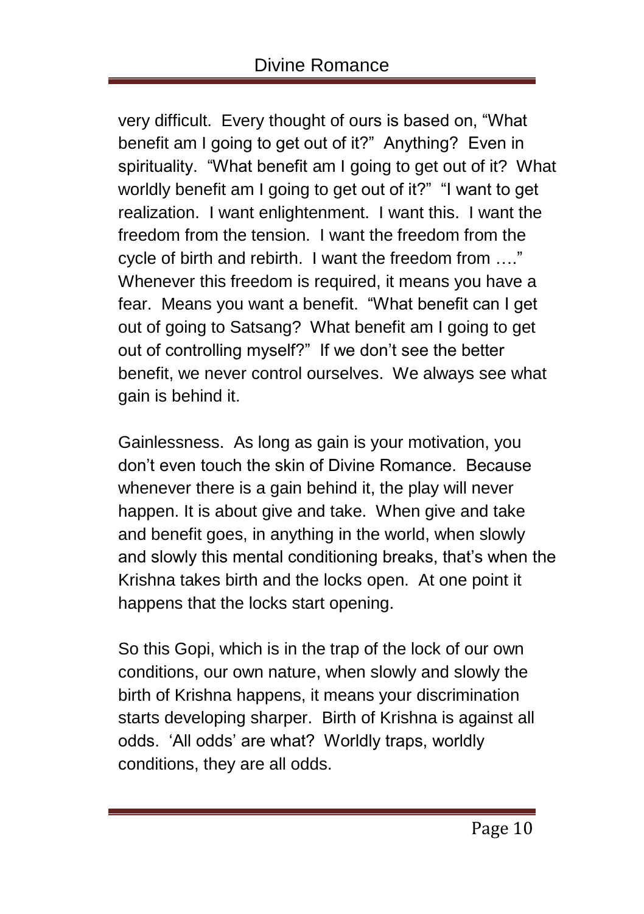very difficult. Every thought of ours is based on, "What benefit am I going to get out of it?" Anything? Even in spirituality. "What benefit am I going to get out of it? What worldly benefit am I going to get out of it?" "I want to get realization. I want enlightenment. I want this. I want the freedom from the tension. I want the freedom from the cycle of birth and rebirth. I want the freedom from …." Whenever this freedom is required, it means you have a fear. Means you want a benefit. "What benefit can I get out of going to Satsang? What benefit am I going to get out of controlling myself?" If we don't see the better benefit, we never control ourselves. We always see what gain is behind it.

Gainlessness. As long as gain is your motivation, you don't even touch the skin of Divine Romance. Because whenever there is a gain behind it, the play will never happen. It is about give and take. When give and take and benefit goes, in anything in the world, when slowly and slowly this mental conditioning breaks, that's when the Krishna takes birth and the locks open. At one point it happens that the locks start opening.

So this Gopi, which is in the trap of the lock of our own conditions, our own nature, when slowly and slowly the birth of Krishna happens, it means your discrimination starts developing sharper. Birth of Krishna is against all odds. 'All odds' are what? Worldly traps, worldly conditions, they are all odds.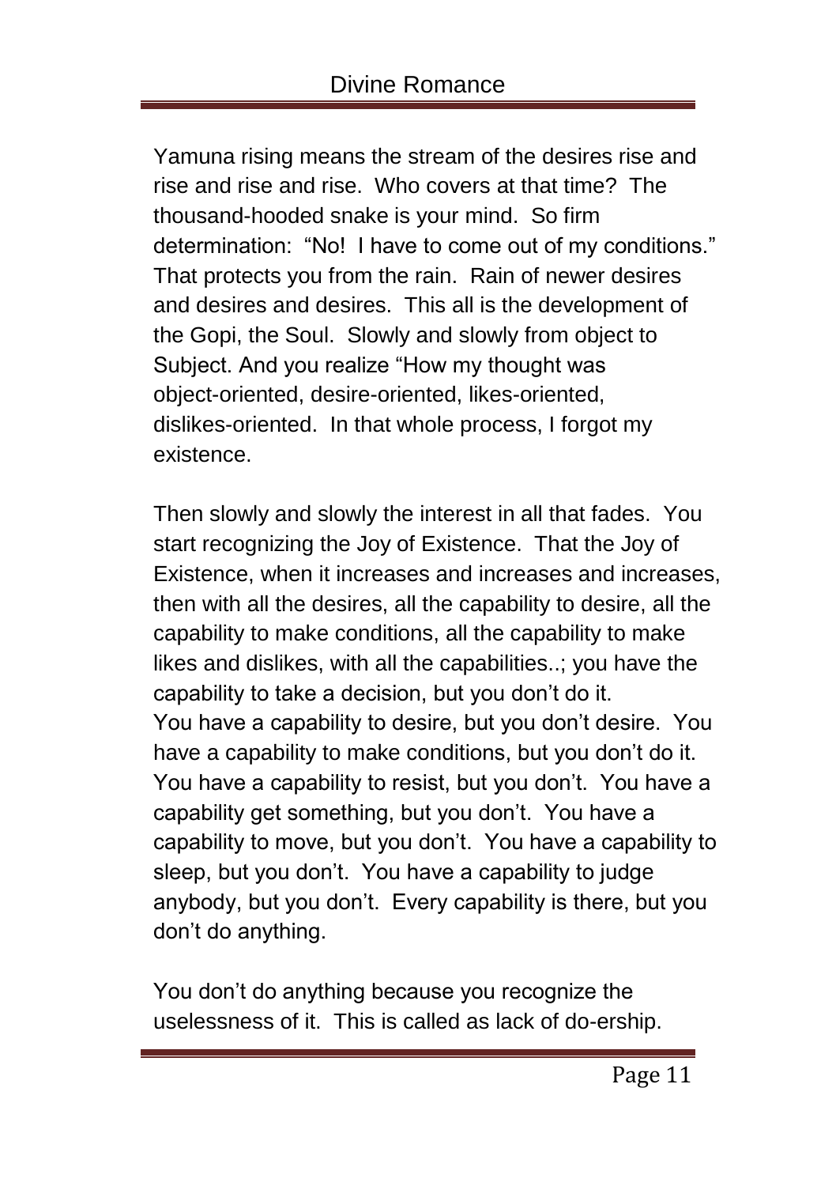Yamuna rising means the stream of the desires rise and rise and rise and rise. Who covers at that time? The thousand-hooded snake is your mind. So firm determination: "No! I have to come out of my conditions." That protects you from the rain. Rain of newer desires and desires and desires. This all is the development of the Gopi, the Soul. Slowly and slowly from object to Subject. And you realize "How my thought was object-oriented, desire-oriented, likes-oriented, dislikes-oriented. In that whole process, I forgot my existence.

Then slowly and slowly the interest in all that fades. You start recognizing the Joy of Existence. That the Joy of Existence, when it increases and increases and increases, then with all the desires, all the capability to desire, all the capability to make conditions, all the capability to make likes and dislikes, with all the capabilities..; you have the capability to take a decision, but you don't do it. You have a capability to desire, but you don't desire. You have a capability to make conditions, but you don't do it. You have a capability to resist, but you don't. You have a capability get something, but you don't. You have a capability to move, but you don't. You have a capability to sleep, but you don't. You have a capability to judge anybody, but you don't. Every capability is there, but you don't do anything.

You don't do anything because you recognize the uselessness of it. This is called as lack of do-ership.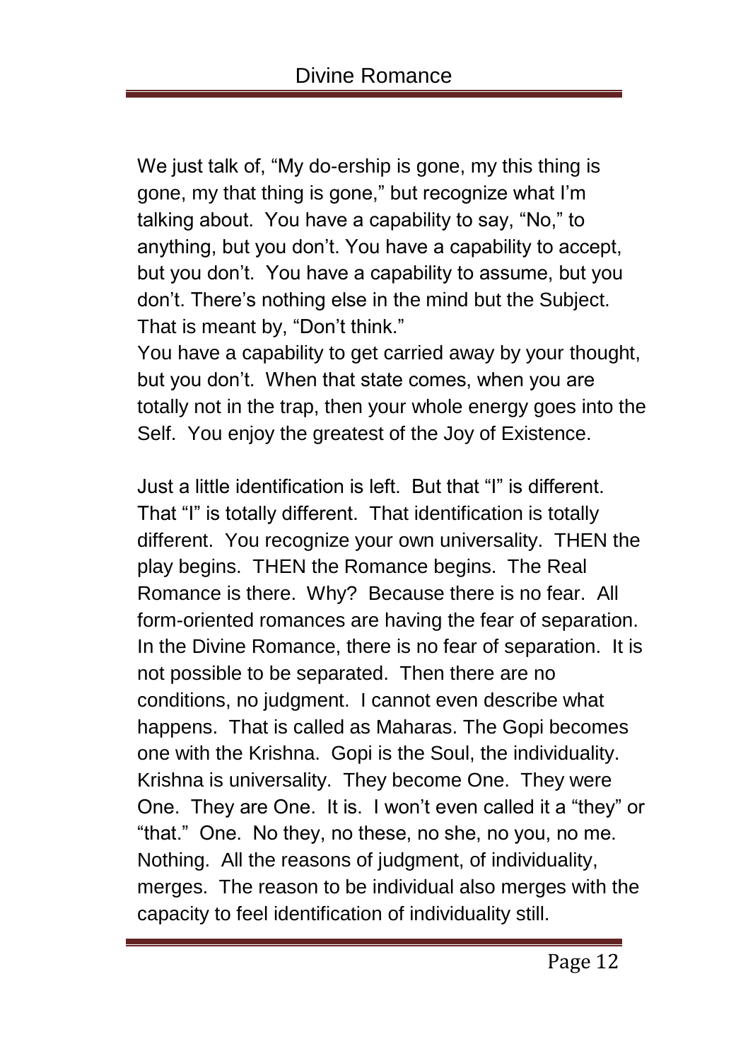We just talk of, "My do-ership is gone, my this thing is gone, my that thing is gone," but recognize what I'm talking about. You have a capability to say, "No," to anything, but you don't. You have a capability to accept, but you don't. You have a capability to assume, but you don't. There's nothing else in the mind but the Subject. That is meant by, "Don't think."
You have a capability to get carried away by your thought, but you don't. When that state comes, when you are totally not in the trap, then your whole energy goes into the Self. You enjoy the greatest of the Joy of Existence.

Just a little identification is left. But that "I" is different. That "I" is totally different. That identification is totally different. You recognize your own universality. THEN the play begins. THEN the Romance begins. The Real Romance is there. Why? Because there is no fear. All form-oriented romances are having the fear of separation. In the Divine Romance, there is no fear of separation. It is not possible to be separated. Then there are no conditions, no judgment. I cannot even describe what happens. That is called as Maharas. The Gopi becomes one with the Krishna. Gopi is the Soul, the individuality. Krishna is universality. They become One. They were One. They are One. It is. I won't even called it a "they" or "that." One. No they, no these, no she, no you, no me. Nothing. All the reasons of judgment, of individuality, merges. The reason to be individual also merges with the capacity to feel identification of individuality still.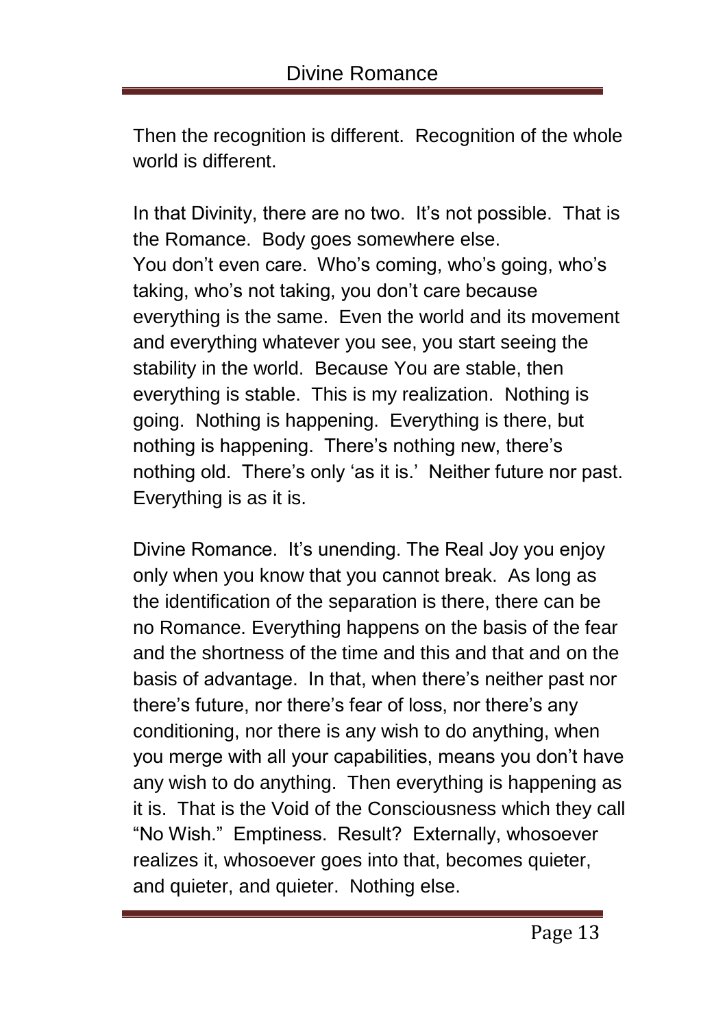Then the recognition is different. Recognition of the whole world is different.

In that Divinity, there are no two. It's not possible. That is the Romance. Body goes somewhere else.
You don't even care. Who's coming, who's going, who's taking, who's not taking, you don't care because everything is the same. Even the world and its movement and everything whatever you see, you start seeing the stability in the world. Because You are stable, then everything is stable. This is my realization. Nothing is going. Nothing is happening. Everything is there, but nothing is happening. There's nothing new, there's nothing old. There's only 'as it is.' Neither future nor past. Everything is as it is.

Divine Romance. It's unending. The Real Joy you enjoy only when you know that you cannot break. As long as the identification of the separation is there, there can be no Romance. Everything happens on the basis of the fear and the shortness of the time and this and that and on the basis of advantage. In that, when there's neither past nor there's future, nor there's fear of loss, nor there's any conditioning, nor there is any wish to do anything, when you merge with all your capabilities, means you don't have any wish to do anything. Then everything is happening as it is. That is the Void of the Consciousness which they call "No Wish." Emptiness. Result? Externally, whosoever realizes it, whosoever goes into that, becomes quieter, and quieter, and quieter. Nothing else.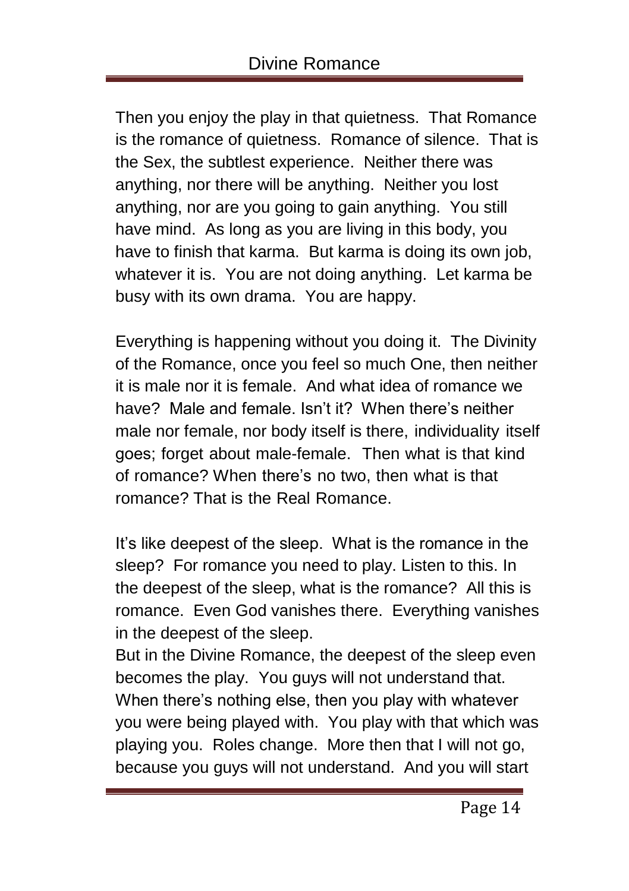Then you enjoy the play in that quietness. That Romance is the romance of quietness. Romance of silence. That is the Sex, the subtlest experience. Neither there was anything, nor there will be anything. Neither you lost anything, nor are you going to gain anything. You still have mind. As long as you are living in this body, you have to finish that karma. But karma is doing its own job, whatever it is. You are not doing anything. Let karma be busy with its own drama. You are happy.

Everything is happening without you doing it. The Divinity of the Romance, once you feel so much One, then neither it is male nor it is female. And what idea of romance we have? Male and female. Isn't it? When there's neither male nor female, nor body itself is there, individuality itself goes; forget about male-female. Then what is that kind of romance? When there's no two, then what is that romance? That is the Real Romance.

It's like deepest of the sleep. What is the romance in the sleep? For romance you need to play. Listen to this. In the deepest of the sleep, what is the romance? All this is romance. Even God vanishes there. Everything vanishes in the deepest of the sleep.
But in the Divine Romance, the deepest of the sleep even becomes the play. You guys will not understand that. When there's nothing else, then you play with whatever you were being played with. You play with that which was playing you. Roles change. More then that I will not go, because you guys will not understand. And you will start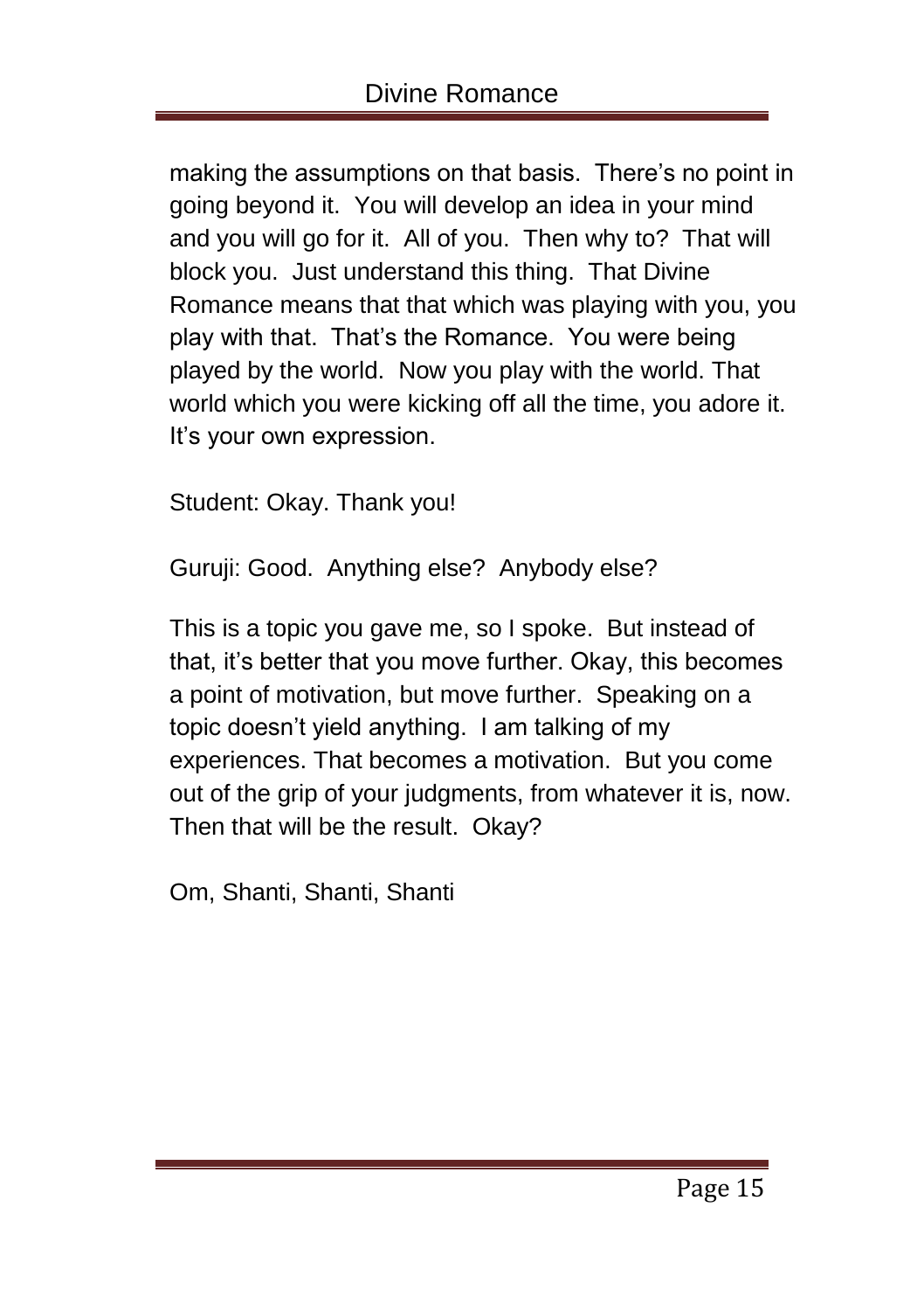making the assumptions on that basis. There's no point in going beyond it. You will develop an idea in your mind and you will go for it. All of you. Then why to? That will block you. Just understand this thing. That Divine Romance means that that which was playing with you, you play with that. That's the Romance. You were being played by the world. Now you play with the world. That world which you were kicking off all the time, you adore it. It's your own expression.

Student: Okay. Thank you!

Guruji: Good. Anything else? Anybody else?

This is a topic you gave me, so I spoke. But instead of that, it's better that you move further. Okay, this becomes a point of motivation, but move further. Speaking on a topic doesn't yield anything. I am talking of my experiences. That becomes a motivation. But you come out of the grip of your judgments, from whatever it is, now. Then that will be the result. Okay?

Om, Shanti, Shanti, Shanti